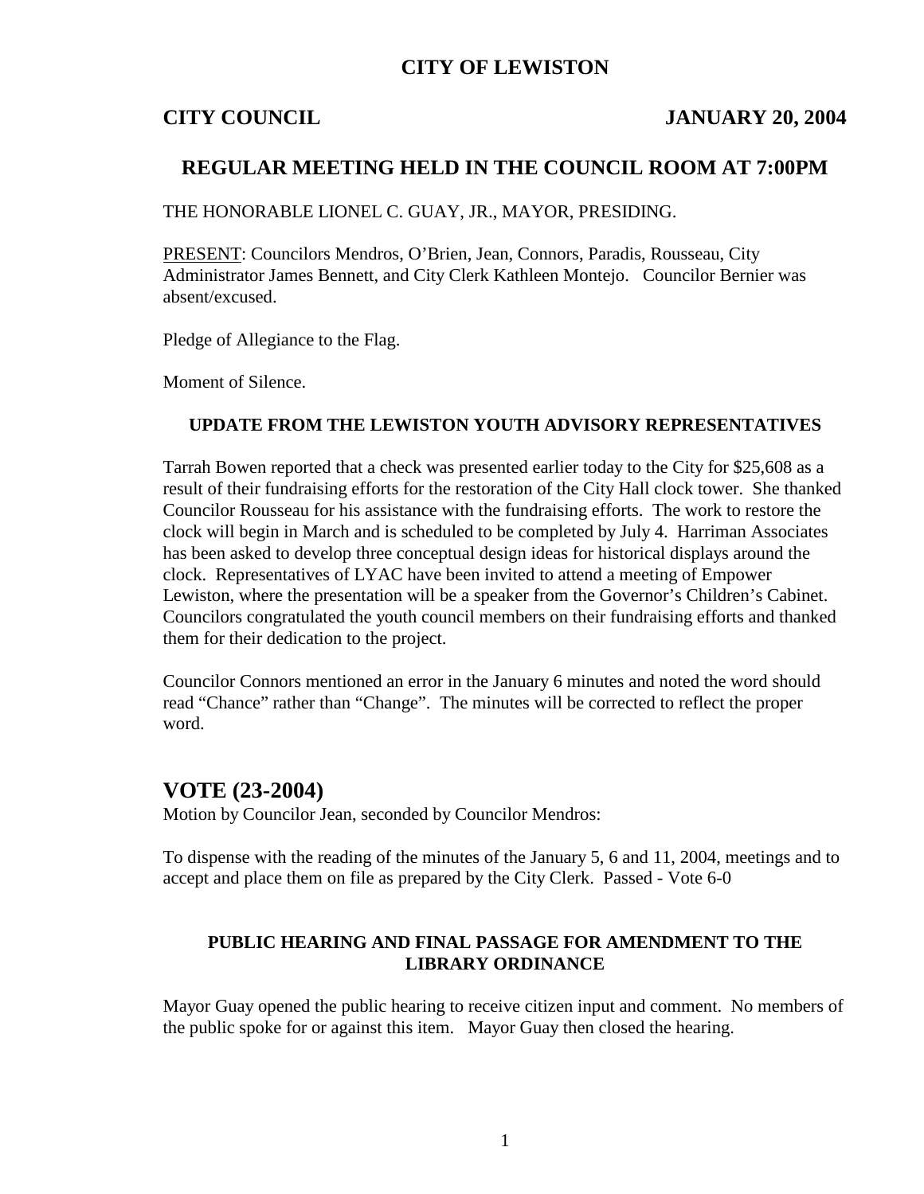# CITY OF LEWISTON

**CITY COUNCIL** **JANUARY 20, 2004**

## REGULAR MEETING HELD IN THE COUNCIL ROOM AT 7:00PM

THE HONORABLE LIONEL C. GUAY, JR., MAYOR, PRESIDING.

PRESENT: Councilors Mendros, O'Brien, Jean, Connors, Paradis, Rousseau, City Administrator James Bennett, and City Clerk Kathleen Montejo. Councilor Bernier was absent/excused.

Pledge of Allegiance to the Flag.

Moment of Silence.

### UPDATE FROM THE LEWISTON YOUTH ADVISORY REPRESENTATIVES

Tarrah Bowen reported that a check was presented earlier today to the City for $25,608 as a result of their fundraising efforts for the restoration of the City Hall clock tower. She thanked Councilor Rousseau for his assistance with the fundraising efforts. The work to restore the clock will begin in March and is scheduled to be completed by July 4. Harriman Associates has been asked to develop three conceptual design ideas for historical displays around the clock. Representatives of LYAC have been invited to attend a meeting of Empower Lewiston, where the presentation will be a speaker from the Governor's Children's Cabinet. Councilors congratulated the youth council members on their fundraising efforts and thanked them for their dedication to the project.

Councilor Connors mentioned an error in the January 6 minutes and noted the word should read "Chance" rather than "Change". The minutes will be corrected to reflect the proper word.

## VOTE (23-2004)

Motion by Councilor Jean, seconded by Councilor Mendros:

To dispense with the reading of the minutes of the January 5, 6 and 11, 2004, meetings and to accept and place them on file as prepared by the City Clerk. Passed - Vote 6-0

### PUBLIC HEARING AND FINAL PASSAGE FOR AMENDMENT TO THE LIBRARY ORDINANCE

Mayor Guay opened the public hearing to receive citizen input and comment. No members of the public spoke for or against this item. Mayor Guay then closed the hearing.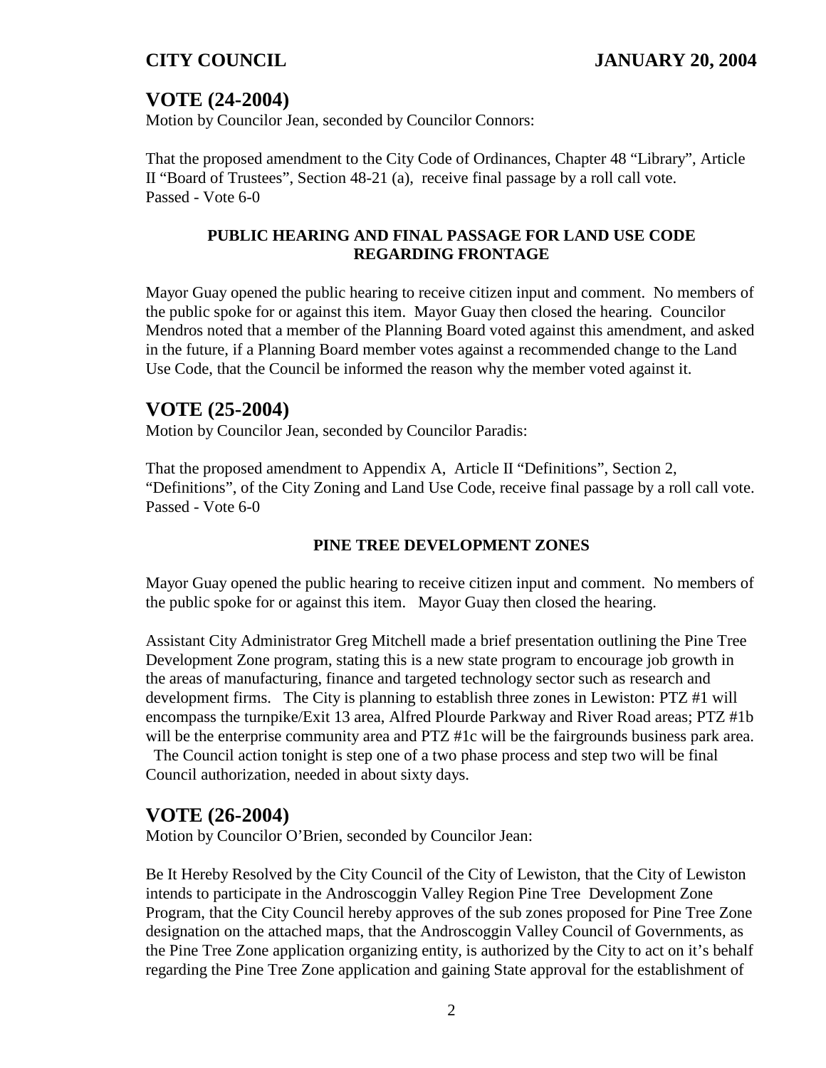## VOTE (24-2004)

Motion by Councilor Jean, seconded by Councilor Connors:

That the proposed amendment to the City Code of Ordinances, Chapter 48 "Library", Article II "Board of Trustees", Section 48-21 (a), receive final passage by a roll call vote.
Passed - Vote 6-0

### PUBLIC HEARING AND FINAL PASSAGE FOR LAND USE CODE REGARDING FRONTAGE

Mayor Guay opened the public hearing to receive citizen input and comment. No members of the public spoke for or against this item. Mayor Guay then closed the hearing. Councilor Mendros noted that a member of the Planning Board voted against this amendment, and asked in the future, if a Planning Board member votes against a recommended change to the Land Use Code, that the Council be informed the reason why the member voted against it.

## VOTE (25-2004)

Motion by Councilor Jean, seconded by Councilor Paradis:

That the proposed amendment to Appendix A, Article II "Definitions", Section 2, "Definitions", of the City Zoning and Land Use Code, receive final passage by a roll call vote.
Passed - Vote 6-0

### PINE TREE DEVELOPMENT ZONES

Mayor Guay opened the public hearing to receive citizen input and comment. No members of the public spoke for or against this item. Mayor Guay then closed the hearing.

Assistant City Administrator Greg Mitchell made a brief presentation outlining the Pine Tree Development Zone program, stating this is a new state program to encourage job growth in the areas of manufacturing, finance and targeted technology sector such as research and development firms. The City is planning to establish three zones in Lewiston: PTZ #1 will encompass the turnpike/Exit 13 area, Alfred Plourde Parkway and River Road areas; PTZ #1b will be the enterprise community area and PTZ #1c will be the fairgrounds business park area. The Council action tonight is step one of a two phase process and step two will be final Council authorization, needed in about sixty days.

## VOTE (26-2004)

Motion by Councilor O'Brien, seconded by Councilor Jean:

Be It Hereby Resolved by the City Council of the City of Lewiston, that the City of Lewiston intends to participate in the Androscoggin Valley Region Pine Tree Development Zone Program, that the City Council hereby approves of the sub zones proposed for Pine Tree Zone designation on the attached maps, that the Androscoggin Valley Council of Governments, as the Pine Tree Zone application organizing entity, is authorized by the City to act on it's behalf regarding the Pine Tree Zone application and gaining State approval for the establishment of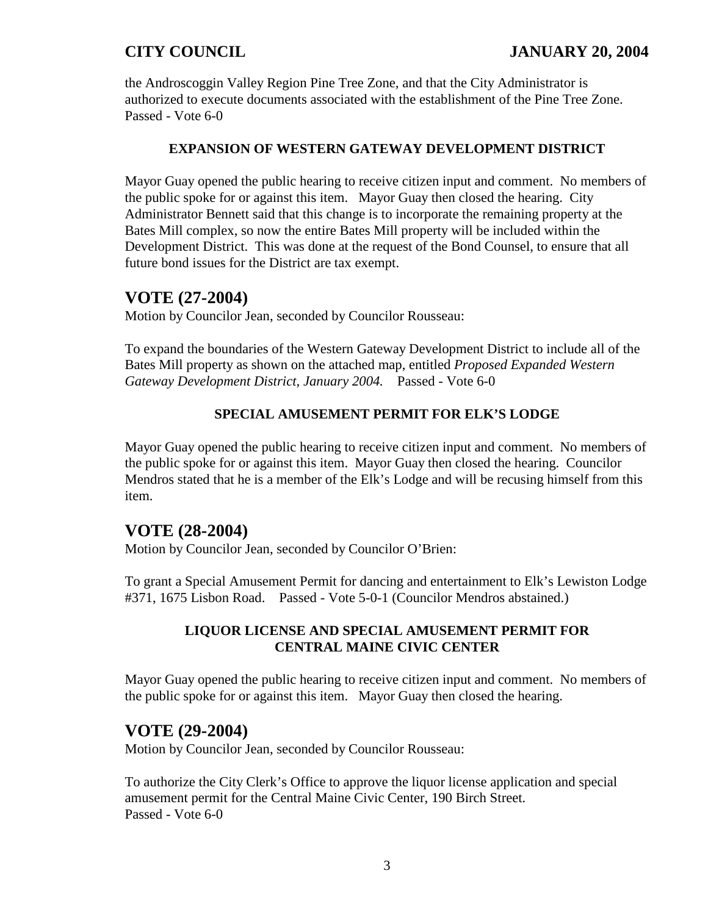the Androscoggin Valley Region Pine Tree Zone, and that the City Administrator is authorized to execute documents associated with the establishment of the Pine Tree Zone. Passed - Vote 6-0

**EXPANSION OF WESTERN GATEWAY DEVELOPMENT DISTRICT**

Mayor Guay opened the public hearing to receive citizen input and comment. No members of the public spoke for or against this item. Mayor Guay then closed the hearing. City Administrator Bennett said that this change is to incorporate the remaining property at the Bates Mill complex, so now the entire Bates Mill property will be included within the Development District. This was done at the request of the Bond Counsel, to ensure that all future bond issues for the District are tax exempt.

## VOTE (27-2004)

Motion by Councilor Jean, seconded by Councilor Rousseau:

To expand the boundaries of the Western Gateway Development District to include all of the Bates Mill property as shown on the attached map, entitled *Proposed Expanded Western Gateway Development District, January 2004.* Passed - Vote 6-0

**SPECIAL AMUSEMENT PERMIT FOR ELK'S LODGE**

Mayor Guay opened the public hearing to receive citizen input and comment. No members of the public spoke for or against this item. Mayor Guay then closed the hearing. Councilor Mendros stated that he is a member of the Elk's Lodge and will be recusing himself from this item.

## VOTE (28-2004)

Motion by Councilor Jean, seconded by Councilor O'Brien:

To grant a Special Amusement Permit for dancing and entertainment to Elk's Lewiston Lodge #371, 1675 Lisbon Road. Passed - Vote 5-0-1 (Councilor Mendros abstained.)

**LIQUOR LICENSE AND SPECIAL AMUSEMENT PERMIT FOR CENTRAL MAINE CIVIC CENTER**

Mayor Guay opened the public hearing to receive citizen input and comment. No members of the public spoke for or against this item. Mayor Guay then closed the hearing.

## VOTE (29-2004)

Motion by Councilor Jean, seconded by Councilor Rousseau:

To authorize the City Clerk's Office to approve the liquor license application and special amusement permit for the Central Maine Civic Center, 190 Birch Street.
Passed - Vote 6-0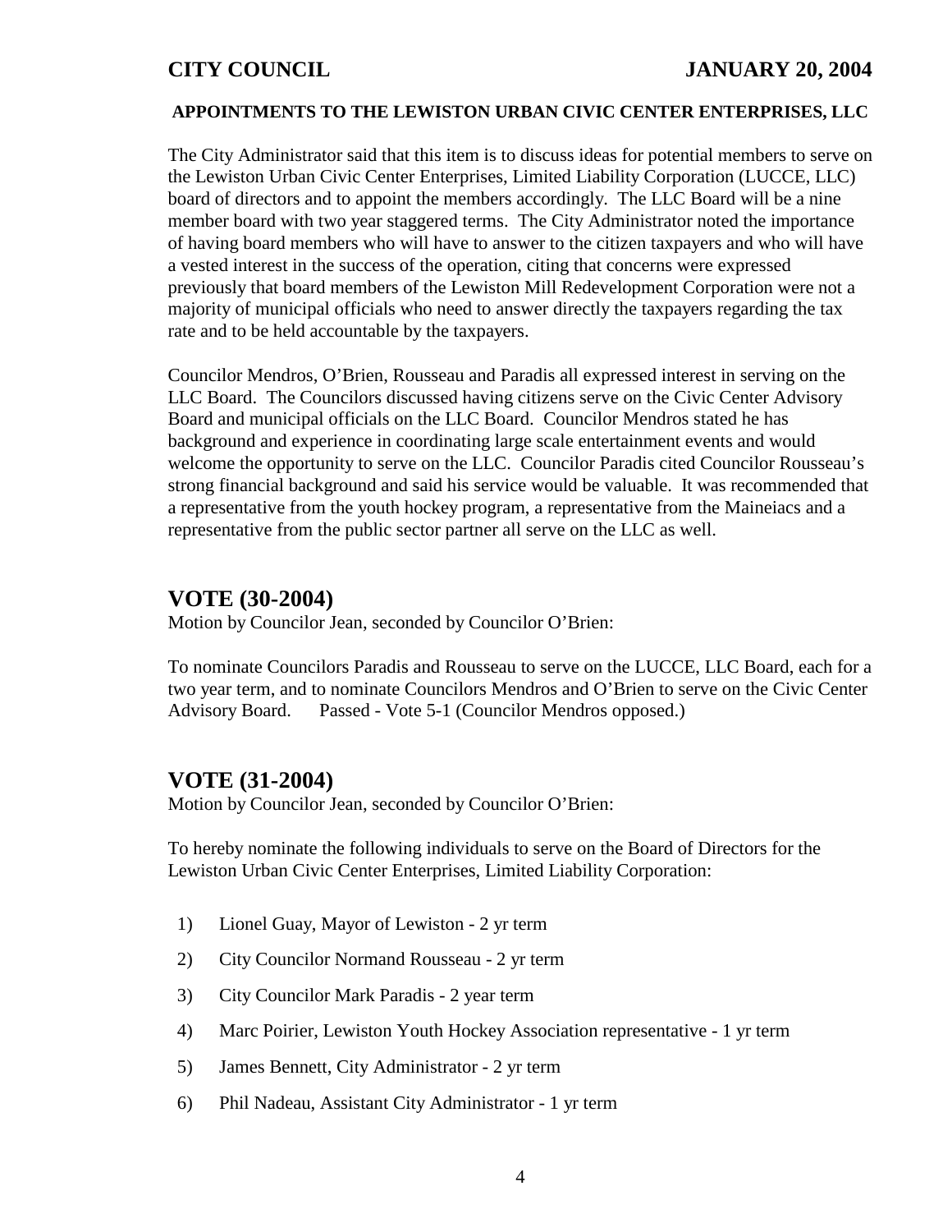**APPOINTMENTS TO THE LEWISTON URBAN CIVIC CENTER ENTERPRISES, LLC**

The City Administrator said that this item is to discuss ideas for potential members to serve on the Lewiston Urban Civic Center Enterprises, Limited Liability Corporation (LUCCE, LLC) board of directors and to appoint the members accordingly. The LLC Board will be a nine member board with two year staggered terms. The City Administrator noted the importance of having board members who will have to answer to the citizen taxpayers and who will have a vested interest in the success of the operation, citing that concerns were expressed previously that board members of the Lewiston Mill Redevelopment Corporation were not a majority of municipal officials who need to answer directly the taxpayers regarding the tax rate and to be held accountable by the taxpayers.

Councilor Mendros, O'Brien, Rousseau and Paradis all expressed interest in serving on the LLC Board. The Councilors discussed having citizens serve on the Civic Center Advisory Board and municipal officials on the LLC Board. Councilor Mendros stated he has background and experience in coordinating large scale entertainment events and would welcome the opportunity to serve on the LLC. Councilor Paradis cited Councilor Rousseau's strong financial background and said his service would be valuable. It was recommended that a representative from the youth hockey program, a representative from the Maineiacs and a representative from the public sector partner all serve on the LLC as well.

## VOTE (30-2004)

Motion by Councilor Jean, seconded by Councilor O'Brien:

To nominate Councilors Paradis and Rousseau to serve on the LUCCE, LLC Board, each for a two year term, and to nominate Councilors Mendros and O'Brien to serve on the Civic Center Advisory Board. Passed - Vote 5-1 (Councilor Mendros opposed.)

## VOTE (31-2004)

Motion by Councilor Jean, seconded by Councilor O'Brien:

To hereby nominate the following individuals to serve on the Board of Directors for the Lewiston Urban Civic Center Enterprises, Limited Liability Corporation:

1) Lionel Guay, Mayor of Lewiston - 2 yr term
2) City Councilor Normand Rousseau - 2 yr term
3) City Councilor Mark Paradis - 2 year term
4) Marc Poirier, Lewiston Youth Hockey Association representative - 1 yr term
5) James Bennett, City Administrator - 2 yr term
6) Phil Nadeau, Assistant City Administrator - 1 yr term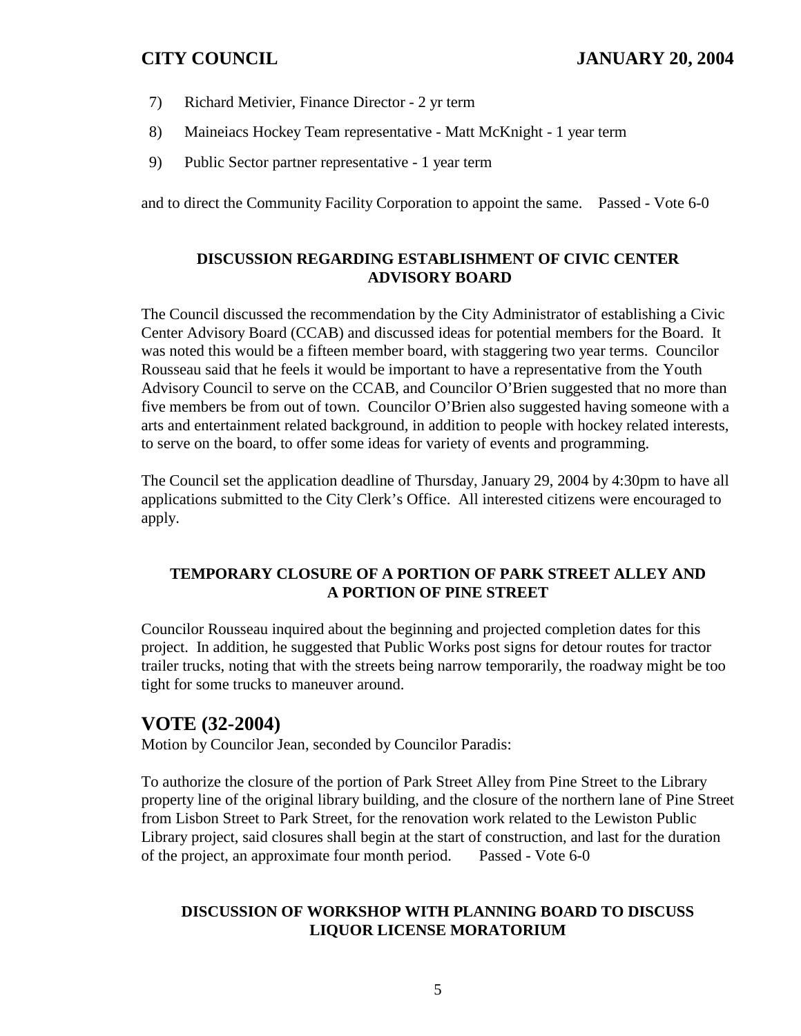7) Richard Metivier, Finance Director - 2 yr term

8) Maineiacs Hockey Team representative - Matt McKnight - 1 year term

9) Public Sector partner representative - 1 year term

and to direct the Community Facility Corporation to appoint the same. Passed - Vote 6-0

**DISCUSSION REGARDING ESTABLISHMENT OF CIVIC CENTER ADVISORY BOARD**

The Council discussed the recommendation by the City Administrator of establishing a Civic Center Advisory Board (CCAB) and discussed ideas for potential members for the Board. It was noted this would be a fifteen member board, with staggering two year terms. Councilor Rousseau said that he feels it would be important to have a representative from the Youth Advisory Council to serve on the CCAB, and Councilor O'Brien suggested that no more than five members be from out of town. Councilor O'Brien also suggested having someone with a arts and entertainment related background, in addition to people with hockey related interests, to serve on the board, to offer some ideas for variety of events and programming.

The Council set the application deadline of Thursday, January 29, 2004 by 4:30pm to have all applications submitted to the City Clerk's Office. All interested citizens were encouraged to apply.

**TEMPORARY CLOSURE OF A PORTION OF PARK STREET ALLEY AND A PORTION OF PINE STREET**

Councilor Rousseau inquired about the beginning and projected completion dates for this project. In addition, he suggested that Public Works post signs for detour routes for tractor trailer trucks, noting that with the streets being narrow temporarily, the roadway might be too tight for some trucks to maneuver around.

## VOTE (32-2004)

Motion by Councilor Jean, seconded by Councilor Paradis:

To authorize the closure of the portion of Park Street Alley from Pine Street to the Library property line of the original library building, and the closure of the northern lane of Pine Street from Lisbon Street to Park Street, for the renovation work related to the Lewiston Public Library project, said closures shall begin at the start of construction, and last for the duration of the project, an approximate four month period. Passed - Vote 6-0

**DISCUSSION OF WORKSHOP WITH PLANNING BOARD TO DISCUSS LIQUOR LICENSE MORATORIUM**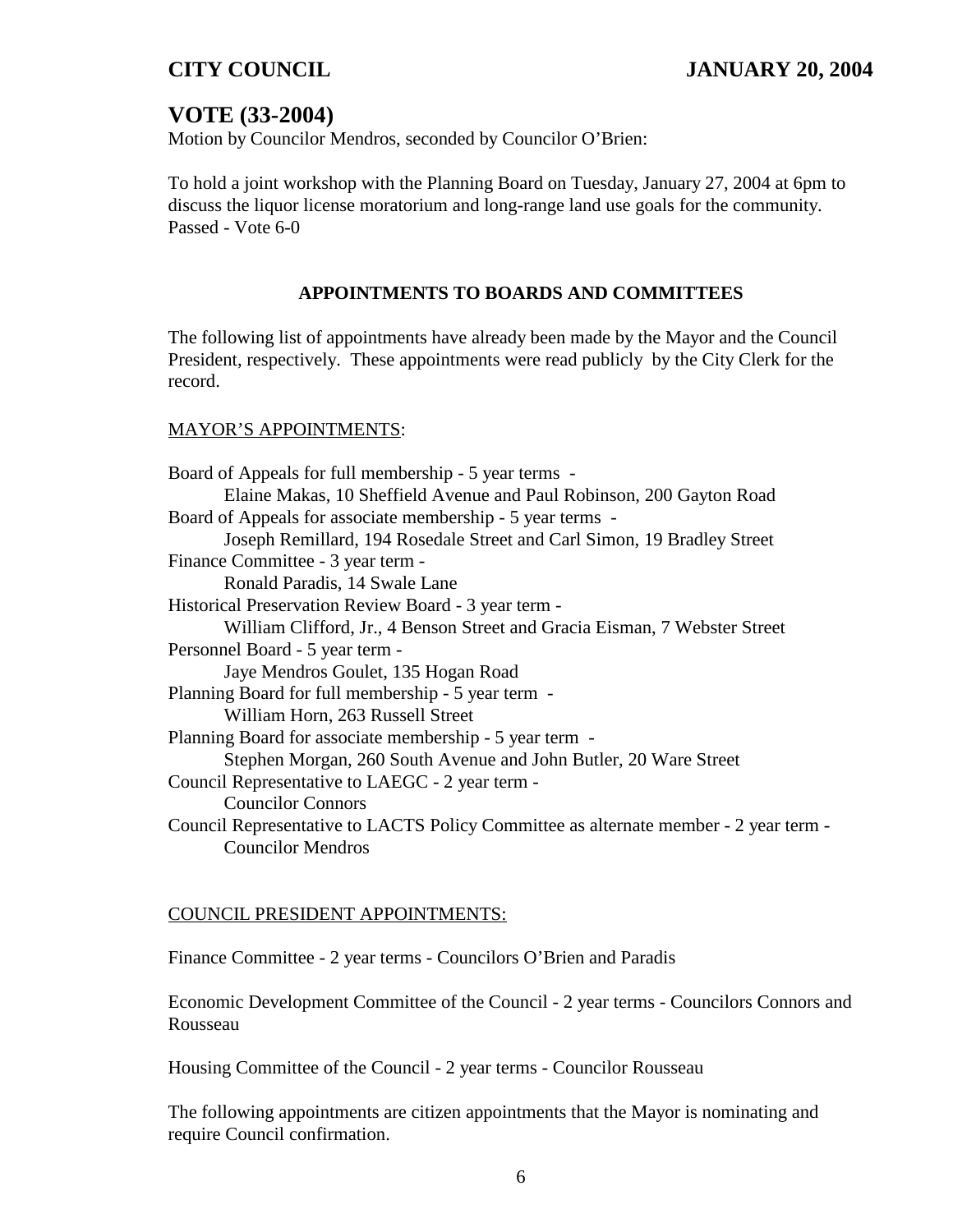## VOTE (33-2004)

Motion by Councilor Mendros, seconded by Councilor O'Brien:

To hold a joint workshop with the Planning Board on Tuesday, January 27, 2004 at 6pm to discuss the liquor license moratorium and long-range land use goals for the community.
Passed - Vote 6-0

### APPOINTMENTS TO BOARDS AND COMMITTEES

The following list of appointments have already been made by the Mayor and the Council President, respectively. These appointments were read publicly by the City Clerk for the record.

MAYOR'S APPOINTMENTS:

Board of Appeals for full membership - 5 year terms -
    Elaine Makas, 10 Sheffield Avenue and Paul Robinson, 200 Gayton Road
Board of Appeals for associate membership - 5 year terms -
    Joseph Remillard, 194 Rosedale Street and Carl Simon, 19 Bradley Street
Finance Committee - 3 year term -
    Ronald Paradis, 14 Swale Lane
Historical Preservation Review Board - 3 year term -
    William Clifford, Jr., 4 Benson Street and Gracia Eisman, 7 Webster Street
Personnel Board - 5 year term -
    Jaye Mendros Goulet, 135 Hogan Road
Planning Board for full membership - 5 year term -
    William Horn, 263 Russell Street
Planning Board for associate membership - 5 year term -
    Stephen Morgan, 260 South Avenue and John Butler, 20 Ware Street
Council Representative to LAEGC - 2 year term -
    Councilor Connors
Council Representative to LACTS Policy Committee as alternate member - 2 year term -
    Councilor Mendros

COUNCIL PRESIDENT APPOINTMENTS:

Finance Committee - 2 year terms - Councilors O'Brien and Paradis

Economic Development Committee of the Council - 2 year terms - Councilors Connors and Rousseau

Housing Committee of the Council - 2 year terms - Councilor Rousseau

The following appointments are citizen appointments that the Mayor is nominating and require Council confirmation.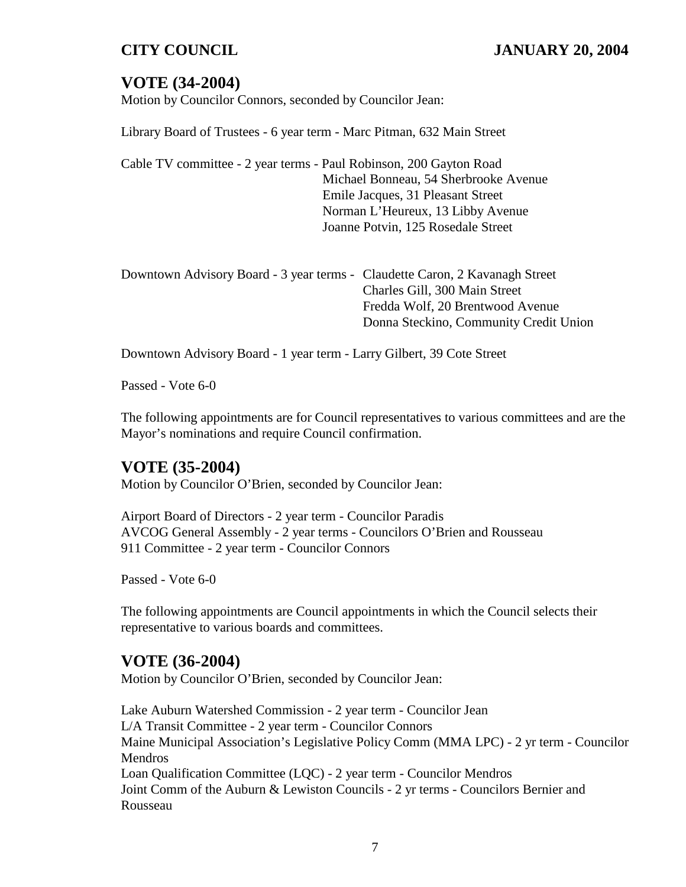## VOTE (34-2004)

Motion by Councilor Connors, seconded by Councilor Jean:

Library Board of Trustees - 6 year term - Marc Pitman, 632 Main Street

Cable TV committee - 2 year terms - Paul Robinson, 200 Gayton Road
Michael Bonneau, 54 Sherbrooke Avenue
Emile Jacques, 31 Pleasant Street
Norman L'Heureux, 13 Libby Avenue
Joanne Potvin, 125 Rosedale Street

Downtown Advisory Board - 3 year terms - Claudette Caron, 2 Kavanagh Street
Charles Gill, 300 Main Street
Fredda Wolf, 20 Brentwood Avenue
Donna Steckino, Community Credit Union

Downtown Advisory Board - 1 year term - Larry Gilbert, 39 Cote Street

Passed - Vote 6-0

The following appointments are for Council representatives to various committees and are the Mayor's nominations and require Council confirmation.

## VOTE (35-2004)

Motion by Councilor O'Brien, seconded by Councilor Jean:

Airport Board of Directors - 2 year term - Councilor Paradis
AVCOG General Assembly - 2 year terms - Councilors O'Brien and Rousseau
911 Committee - 2 year term - Councilor Connors

Passed - Vote 6-0

The following appointments are Council appointments in which the Council selects their representative to various boards and committees.

## VOTE (36-2004)

Motion by Councilor O'Brien, seconded by Councilor Jean:

Lake Auburn Watershed Commission - 2 year term - Councilor Jean
L/A Transit Committee - 2 year term - Councilor Connors
Maine Municipal Association's Legislative Policy Comm (MMA LPC) - 2 yr term - Councilor Mendros
Loan Qualification Committee (LQC) - 2 year term - Councilor Mendros
Joint Comm of the Auburn & Lewiston Councils - 2 yr terms - Councilors Bernier and Rousseau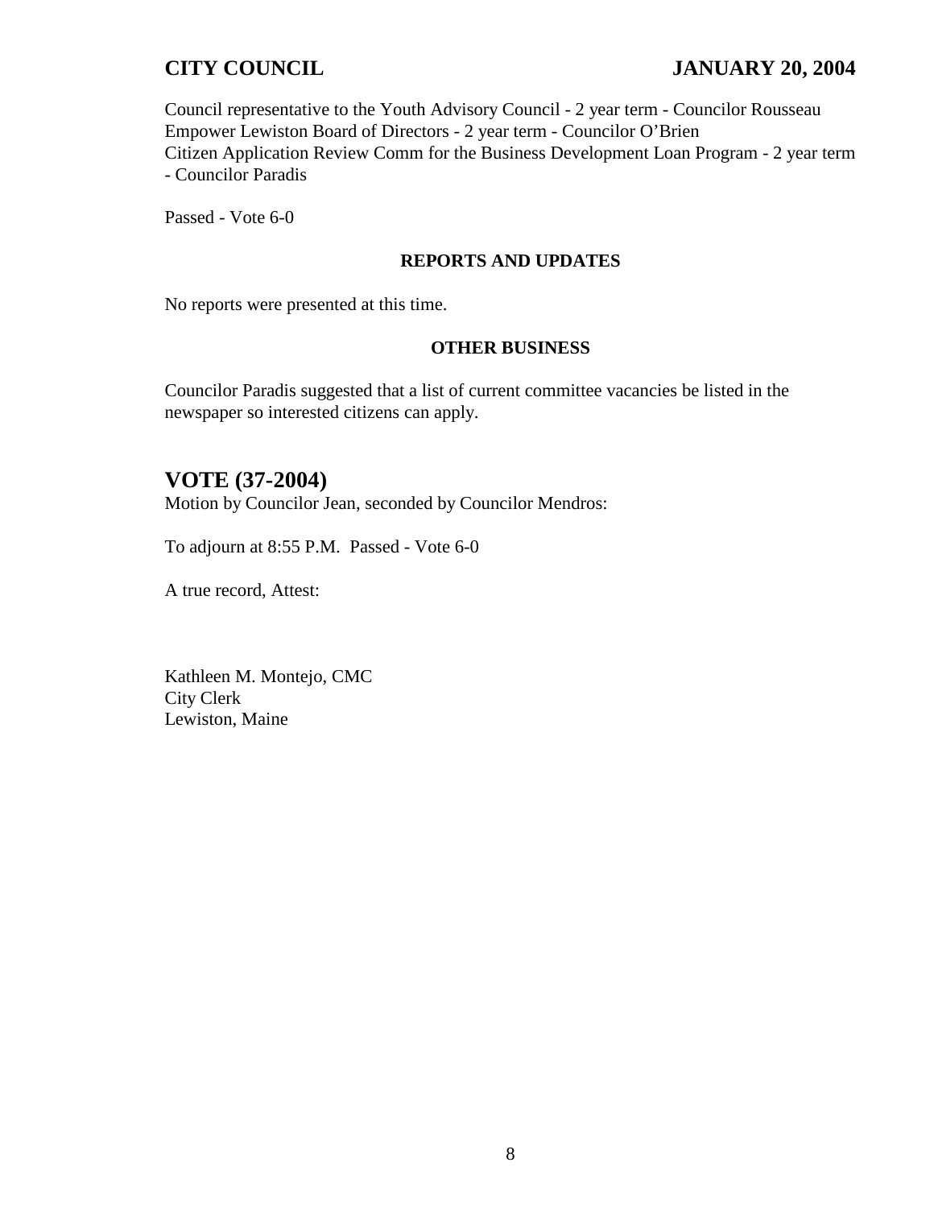Council representative to the Youth Advisory Council - 2 year term - Councilor Rousseau
Empower Lewiston Board of Directors - 2 year term - Councilor O'Brien
Citizen Application Review Comm for the Business Development Loan Program - 2 year term - Councilor Paradis

Passed - Vote 6-0

**REPORTS AND UPDATES**

No reports were presented at this time.

**OTHER BUSINESS**

Councilor Paradis suggested that a list of current committee vacancies be listed in the newspaper so interested citizens can apply.

## VOTE (37-2004)

Motion by Councilor Jean, seconded by Councilor Mendros:

To adjourn at 8:55 P.M. Passed - Vote 6-0

A true record, Attest:

Kathleen M. Montejo, CMC
City Clerk
Lewiston, Maine